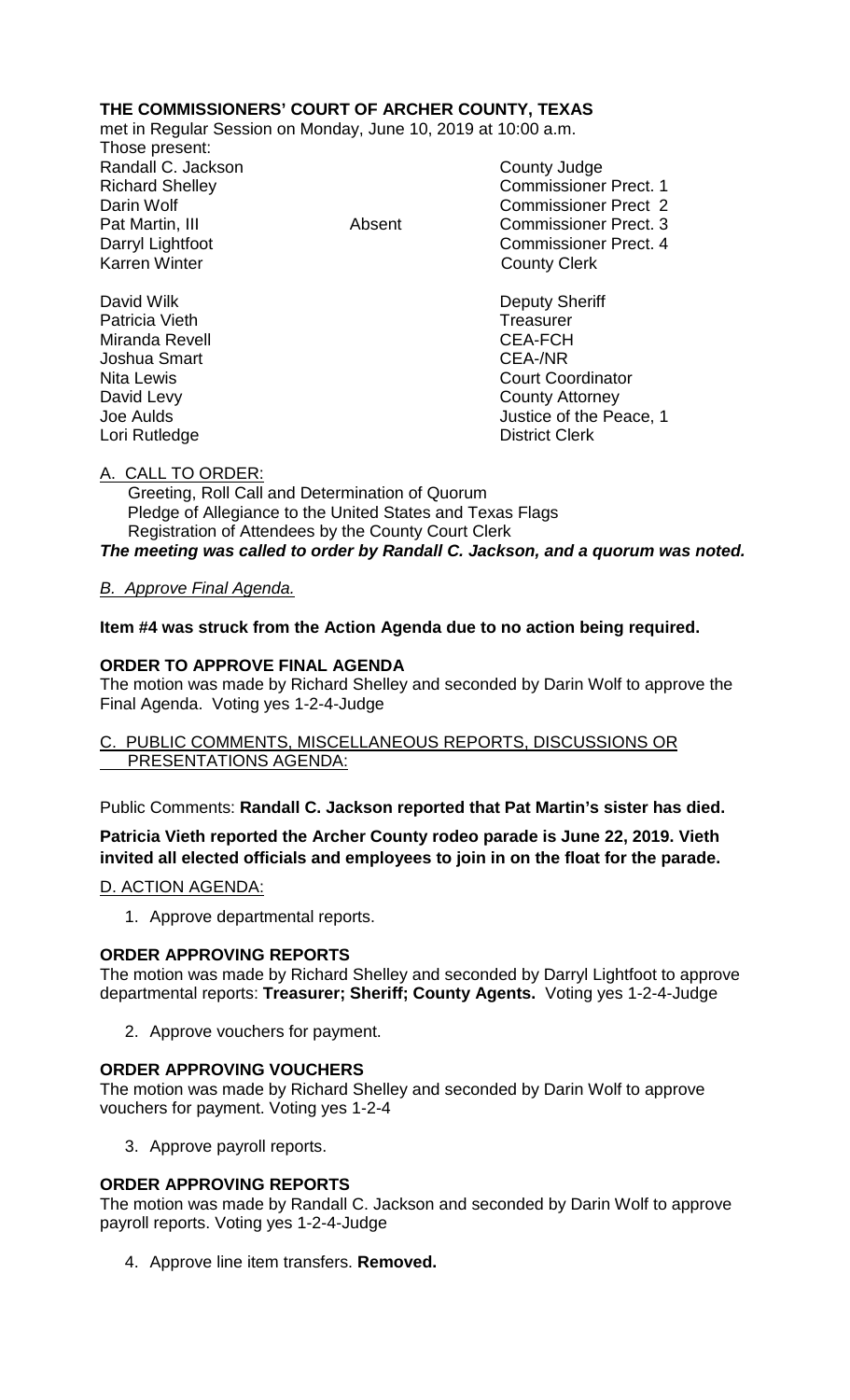## THE COMMISSIONERS' COURT OF ARCHER COUNTY, TEXAS

met in Regular Session on Monday, June 10, 2019 at 10:00 a.m.

Those present:

| | | |
|---|---|---|
| Randall C. Jackson | | County Judge |
| Richard Shelley | | Commissioner Prect. 1 |
| Darin Wolf | | Commissioner Prect 2 |
| Pat Martin, III | Absent | Commissioner Prect. 3 |
| Darryl Lightfoot | | Commissioner Prect. 4 |
| Karren Winter | | County Clerk |
| David Wilk | | Deputy Sheriff |
| Patricia Vieth | | Treasurer |
| Miranda Revell | | CEA-FCH |
| Joshua Smart | | CEA-/NR |
| Nita Lewis | | Court Coordinator |
| David Levy | | County Attorney |
| Joe Aulds | | Justice of the Peace, 1 |
| Lori Rutledge | | District Clerk |

A. CALL TO ORDER:

Greeting, Roll Call and Determination of Quorum
Pledge of Allegiance to the United States and Texas Flags
Registration of Attendees by the County Court Clerk

***The meeting was called to order by Randall C. Jackson, and a quorum was noted.***

*B. Approve Final Agenda.*

**Item #4 was struck from the Action Agenda due to no action being required.**

**ORDER TO APPROVE FINAL AGENDA**

The motion was made by Richard Shelley and seconded by Darin Wolf to approve the Final Agenda. Voting yes 1-2-4-Judge

C. PUBLIC COMMENTS, MISCELLANEOUS REPORTS, DISCUSSIONS OR PRESENTATIONS AGENDA:

Public Comments: **Randall C. Jackson reported that Pat Martin's sister has died.**

**Patricia Vieth reported the Archer County rodeo parade is June 22, 2019. Vieth invited all elected officials and employees to join in on the float for the parade.**

D. ACTION AGENDA:

1. Approve departmental reports.

**ORDER APPROVING REPORTS**

The motion was made by Richard Shelley and seconded by Darryl Lightfoot to approve departmental reports: **Treasurer; Sheriff; County Agents.** Voting yes 1-2-4-Judge

2. Approve vouchers for payment.

**ORDER APPROVING VOUCHERS**

The motion was made by Richard Shelley and seconded by Darin Wolf to approve vouchers for payment. Voting yes 1-2-4

3. Approve payroll reports.

**ORDER APPROVING REPORTS**

The motion was made by Randall C. Jackson and seconded by Darin Wolf to approve payroll reports. Voting yes 1-2-4-Judge

4. Approve line item transfers. **Removed.**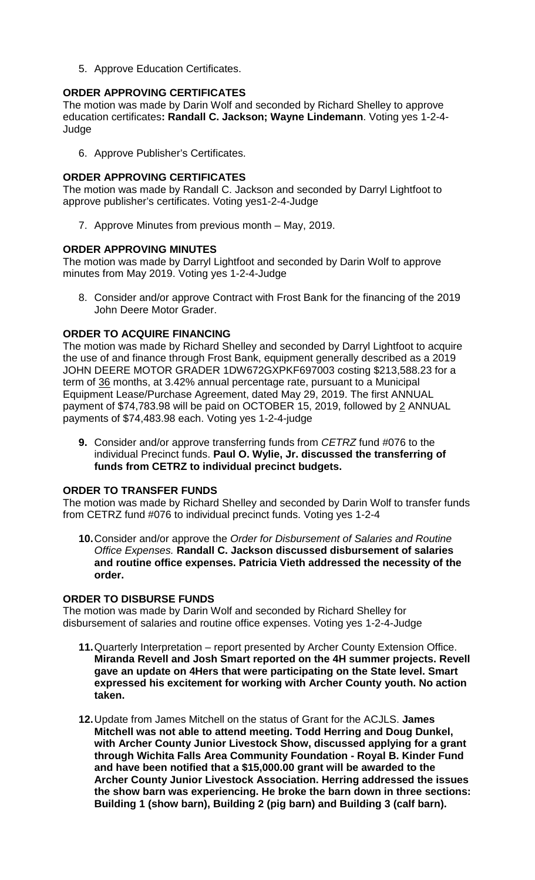5. Approve Education Certificates.

**ORDER APPROVING CERTIFICATES**

The motion was made by Darin Wolf and seconded by Richard Shelley to approve education certificates**: Randall C. Jackson; Wayne Lindemann**. Voting yes 1-2-4-Judge

6. Approve Publisher's Certificates.

**ORDER APPROVING CERTIFICATES**

The motion was made by Randall C. Jackson and seconded by Darryl Lightfoot to approve publisher's certificates. Voting yes1-2-4-Judge

7. Approve Minutes from previous month – May, 2019.

**ORDER APPROVING MINUTES**

The motion was made by Darryl Lightfoot and seconded by Darin Wolf to approve minutes from May 2019. Voting yes 1-2-4-Judge

8. Consider and/or approve Contract with Frost Bank for the financing of the 2019 John Deere Motor Grader.

**ORDER TO ACQUIRE FINANCING**

The motion was made by Richard Shelley and seconded by Darryl Lightfoot to acquire the use of and finance through Frost Bank, equipment generally described as a 2019 JOHN DEERE MOTOR GRADER 1DW672GXPKF697003 costing $213,588.23 for a term of 36 months, at 3.42% annual percentage rate, pursuant to a Municipal Equipment Lease/Purchase Agreement, dated May 29, 2019. The first ANNUAL payment of $74,783.98 will be paid on OCTOBER 15, 2019, followed by 2 ANNUAL payments of $74,483.98 each. Voting yes 1-2-4-judge

**9.** Consider and/or approve transferring funds from *CETRZ* fund #076 to the individual Precinct funds. **Paul O. Wylie, Jr. discussed the transferring of funds from CETRZ to individual precinct budgets.**

**ORDER TO TRANSFER FUNDS**

The motion was made by Richard Shelley and seconded by Darin Wolf to transfer funds from CETRZ fund #076 to individual precinct funds. Voting yes 1-2-4

**10.** Consider and/or approve the *Order for Disbursement of Salaries and Routine Office Expenses.* **Randall C. Jackson discussed disbursement of salaries and routine office expenses. Patricia Vieth addressed the necessity of the order.**

**ORDER TO DISBURSE FUNDS**

The motion was made by Darin Wolf and seconded by Richard Shelley for disbursement of salaries and routine office expenses. Voting yes 1-2-4-Judge

**11.** Quarterly Interpretation – report presented by Archer County Extension Office. **Miranda Revell and Josh Smart reported on the 4H summer projects. Revell gave an update on 4Hers that were participating on the State level. Smart expressed his excitement for working with Archer County youth. No action taken.**

**12.** Update from James Mitchell on the status of Grant for the ACJLS. **James Mitchell was not able to attend meeting. Todd Herring and Doug Dunkel, with Archer County Junior Livestock Show, discussed applying for a grant through Wichita Falls Area Community Foundation - Royal B. Kinder Fund and have been notified that a $15,000.00 grant will be awarded to the Archer County Junior Livestock Association. Herring addressed the issues the show barn was experiencing. He broke the barn down in three sections: Building 1 (show barn), Building 2 (pig barn) and Building 3 (calf barn).**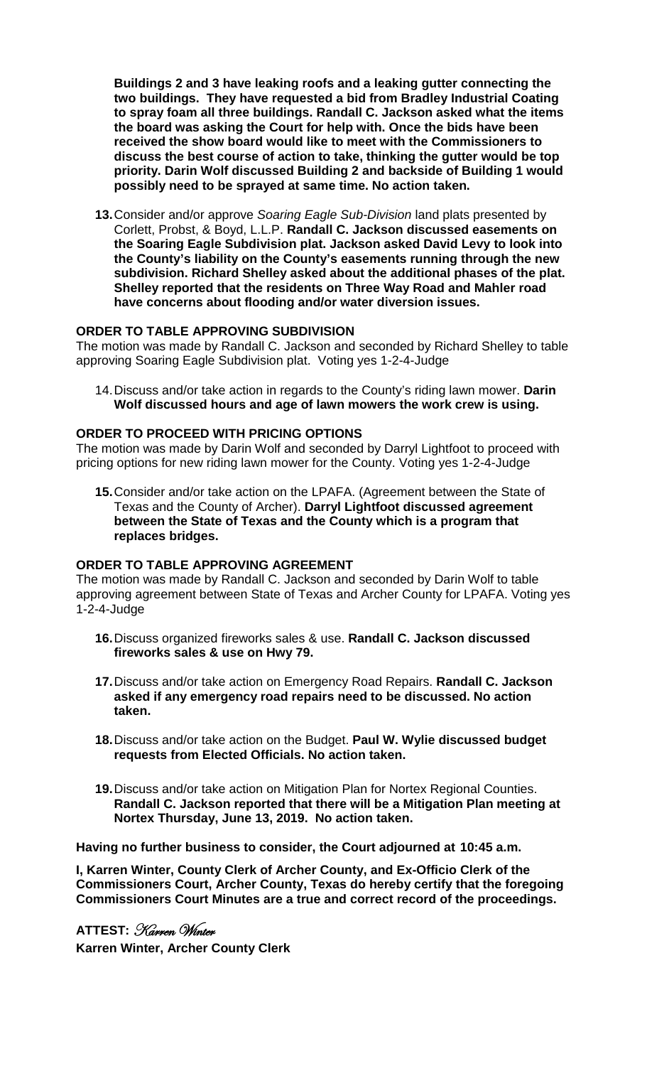**Buildings 2 and 3 have leaking roofs and a leaking gutter connecting the two buildings. They have requested a bid from Bradley Industrial Coating to spray foam all three buildings. Randall C. Jackson asked what the items the board was asking the Court for help with. Once the bids have been received the show board would like to meet with the Commissioners to discuss the best course of action to take, thinking the gutter would be top priority. Darin Wolf discussed Building 2 and backside of Building 1 would possibly need to be sprayed at same time. No action taken.**

13. Consider and/or approve *Soaring Eagle Sub-Division* land plats presented by Corlett, Probst, & Boyd, L.L.P. **Randall C. Jackson discussed easements on the Soaring Eagle Subdivision plat. Jackson asked David Levy to look into the County's liability on the County's easements running through the new subdivision. Richard Shelley asked about the additional phases of the plat. Shelley reported that the residents on Three Way Road and Mahler road have concerns about flooding and/or water diversion issues.**

**ORDER TO TABLE APPROVING SUBDIVISION**

The motion was made by Randall C. Jackson and seconded by Richard Shelley to table approving Soaring Eagle Subdivision plat. Voting yes 1-2-4-Judge

14. Discuss and/or take action in regards to the County's riding lawn mower. **Darin Wolf discussed hours and age of lawn mowers the work crew is using.**

**ORDER TO PROCEED WITH PRICING OPTIONS**

The motion was made by Darin Wolf and seconded by Darryl Lightfoot to proceed with pricing options for new riding lawn mower for the County. Voting yes 1-2-4-Judge

15. Consider and/or take action on the LPAFA. (Agreement between the State of Texas and the County of Archer). **Darryl Lightfoot discussed agreement between the State of Texas and the County which is a program that replaces bridges.**

**ORDER TO TABLE APPROVING AGREEMENT**

The motion was made by Randall C. Jackson and seconded by Darin Wolf to table approving agreement between State of Texas and Archer County for LPAFA. Voting yes 1-2-4-Judge

16. Discuss organized fireworks sales & use. **Randall C. Jackson discussed fireworks sales & use on Hwy 79.**

17. Discuss and/or take action on Emergency Road Repairs. **Randall C. Jackson asked if any emergency road repairs need to be discussed. No action taken.**

18. Discuss and/or take action on the Budget. **Paul W. Wylie discussed budget requests from Elected Officials. No action taken.**

19. Discuss and/or take action on Mitigation Plan for Nortex Regional Counties. **Randall C. Jackson reported that there will be a Mitigation Plan meeting at Nortex Thursday, June 13, 2019. No action taken.**

**Having no further business to consider, the Court adjourned at 10:45 a.m.**

**I, Karren Winter, County Clerk of Archer County, and Ex-Officio Clerk of the Commissioners Court, Archer County, Texas do hereby certify that the foregoing Commissioners Court Minutes are a true and correct record of the proceedings.**

**ATTEST:** *Karren Winter*

**Karren Winter, Archer County Clerk**